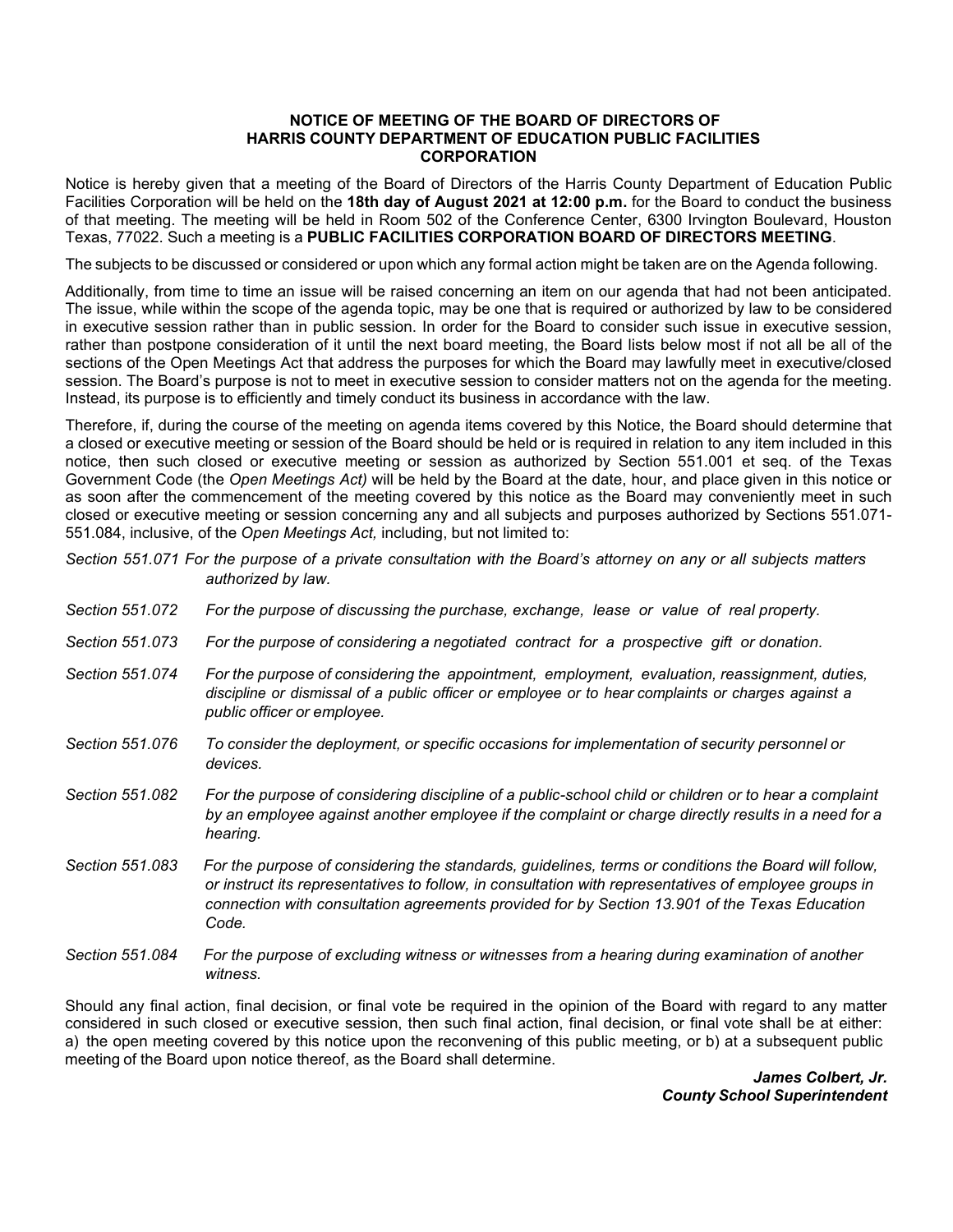**NOTICE OF MEETING OF THE BOARD OF DIRECTORS OF HARRIS COUNTY DEPARTMENT OF EDUCATION PUBLIC FACILITIES CORPORATION**

Notice is hereby given that a meeting of the Board of Directors of the Harris County Department of Education Public Facilities Corporation will be held on the **18th day of August 2021 at 12:00 p.m.** for the Board to conduct the business of that meeting. The meeting will be held in Room 502 of the Conference Center, 6300 Irvington Boulevard, Houston Texas, 77022. Such a meeting is a **PUBLIC FACILITIES CORPORATION BOARD OF DIRECTORS MEETING**.

The subjects to be discussed or considered or upon which any formal action might be taken are on the Agenda following.

Additionally, from time to time an issue will be raised concerning an item on our agenda that had not been anticipated. The issue, while within the scope of the agenda topic, may be one that is required or authorized by law to be considered in executive session rather than in public session. In order for the Board to consider such issue in executive session, rather than postpone consideration of it until the next board meeting, the Board lists below most if not all be all of the sections of the Open Meetings Act that address the purposes for which the Board may lawfully meet in executive/closed session. The Board's purpose is not to meet in executive session to consider matters not on the agenda for the meeting. Instead, its purpose is to efficiently and timely conduct its business in accordance with the law.

Therefore, if, during the course of the meeting on agenda items covered by this Notice, the Board should determine that a closed or executive meeting or session of the Board should be held or is required in relation to any item included in this notice, then such closed or executive meeting or session as authorized by Section 551.001 et seq. of the Texas Government Code (the *Open Meetings Act)* will be held by the Board at the date, hour, and place given in this notice or as soon after the commencement of the meeting covered by this notice as the Board may conveniently meet in such closed or executive meeting or session concerning any and all subjects and purposes authorized by Sections 551.071-551.084, inclusive, of the *Open Meetings Act,* including, but not limited to:

*Section 551.071 For the purpose of a private consultation with the Board's attorney on any or all subjects matters authorized by law.*

*Section 551.072 For the purpose of discussing the purchase, exchange, lease or value of real property.*

*Section 551.073 For the purpose of considering a negotiated contract for a prospective gift or donation.*

*Section 551.074 For the purpose of considering the appointment, employment, evaluation, reassignment, duties, discipline or dismissal of a public officer or employee or to hear complaints or charges against a public officer or employee.*

*Section 551.076 To consider the deployment, or specific occasions for implementation of security personnel or devices.*

*Section 551.082 For the purpose of considering discipline of a public-school child or children or to hear a complaint by an employee against another employee if the complaint or charge directly results in a need for a hearing.*

*Section 551.083 For the purpose of considering the standards, guidelines, terms or conditions the Board will follow, or instruct its representatives to follow, in consultation with representatives of employee groups in connection with consultation agreements provided for by Section 13.901 of the Texas Education Code.*

*Section 551.084 For the purpose of excluding witness or witnesses from a hearing during examination of another witness.*

Should any final action, final decision, or final vote be required in the opinion of the Board with regard to any matter considered in such closed or executive session, then such final action, final decision, or final vote shall be at either: a) the open meeting covered by this notice upon the reconvening of this public meeting, or b) at a subsequent public meeting of the Board upon notice thereof, as the Board shall determine.

***James Colbert, Jr.***
***County School Superintendent***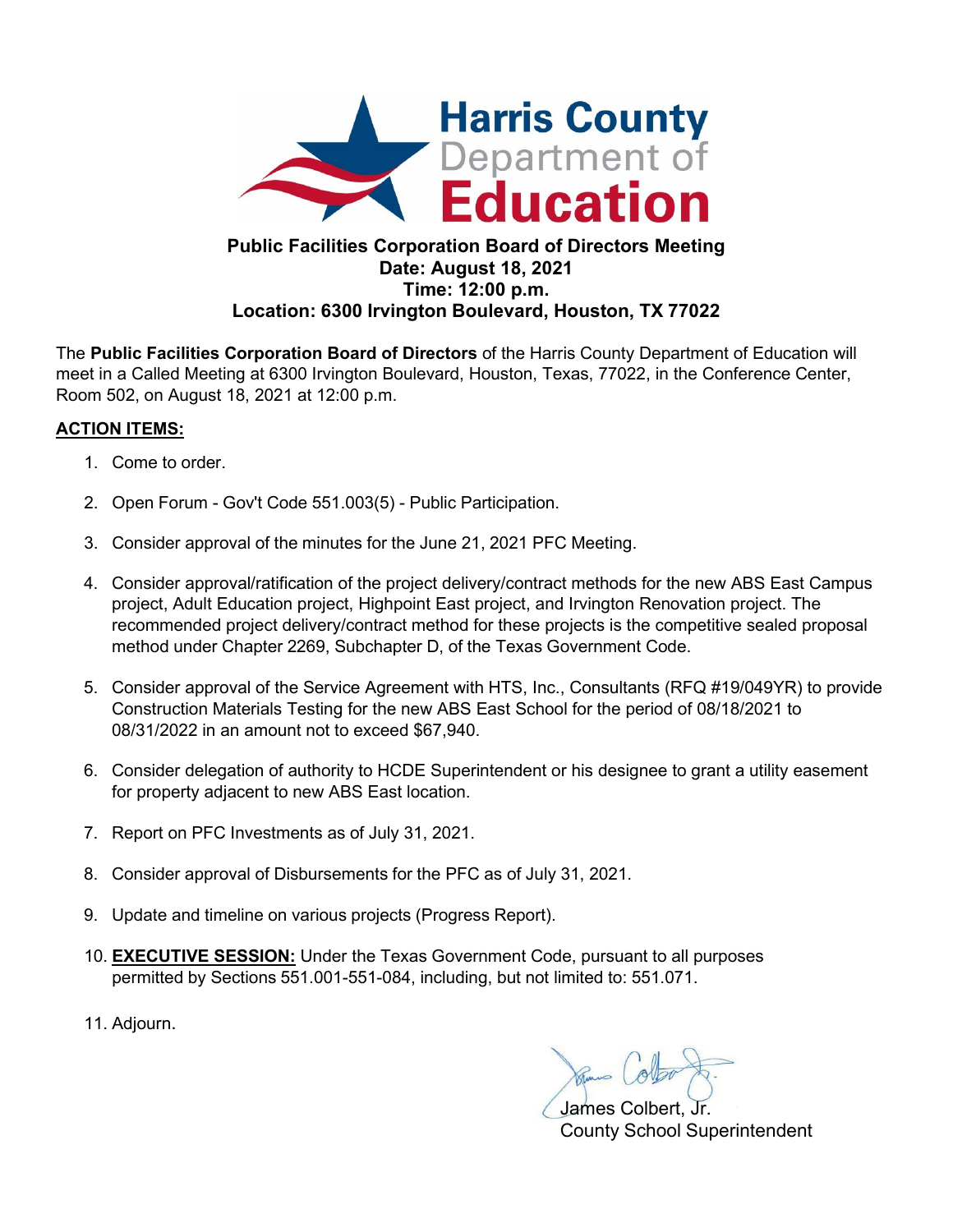Harris County Department of Education

**Public Facilities Corporation Board of Directors Meeting**
**Date: August 18, 2021**
**Time: 12:00 p.m.**
**Location: 6300 Irvington Boulevard, Houston, TX 77022**

The **Public Facilities Corporation Board of Directors** of the Harris County Department of Education will meet in a Called Meeting at 6300 Irvington Boulevard, Houston, Texas, 77022, in the Conference Center, Room 502, on August 18, 2021 at 12:00 p.m.

**ACTION ITEMS:**

1. Come to order.
2. Open Forum - Gov't Code 551.003(5) - Public Participation.
3. Consider approval of the minutes for the June 21, 2021 PFC Meeting.
4. Consider approval/ratification of the project delivery/contract methods for the new ABS East Campus project, Adult Education project, Highpoint East project, and Irvington Renovation project. The recommended project delivery/contract method for these projects is the competitive sealed proposal method under Chapter 2269, Subchapter D, of the Texas Government Code.
5. Consider approval of the Service Agreement with HTS, Inc., Consultants (RFQ #19/049YR) to provide Construction Materials Testing for the new ABS East School for the period of 08/18/2021 to 08/31/2022 in an amount not to exceed $67,940.
6. Consider delegation of authority to HCDE Superintendent or his designee to grant a utility easement for property adjacent to new ABS East location.
7. Report on PFC Investments as of July 31, 2021.
8. Consider approval of Disbursements for the PFC as of July 31, 2021.
9. Update and timeline on various projects (Progress Report).
10. **EXECUTIVE SESSION:** Under the Texas Government Code, pursuant to all purposes permitted by Sections 551.001-551-084, including, but not limited to: 551.071.
11. Adjourn.

James Colbert, Jr.
County School Superintendent